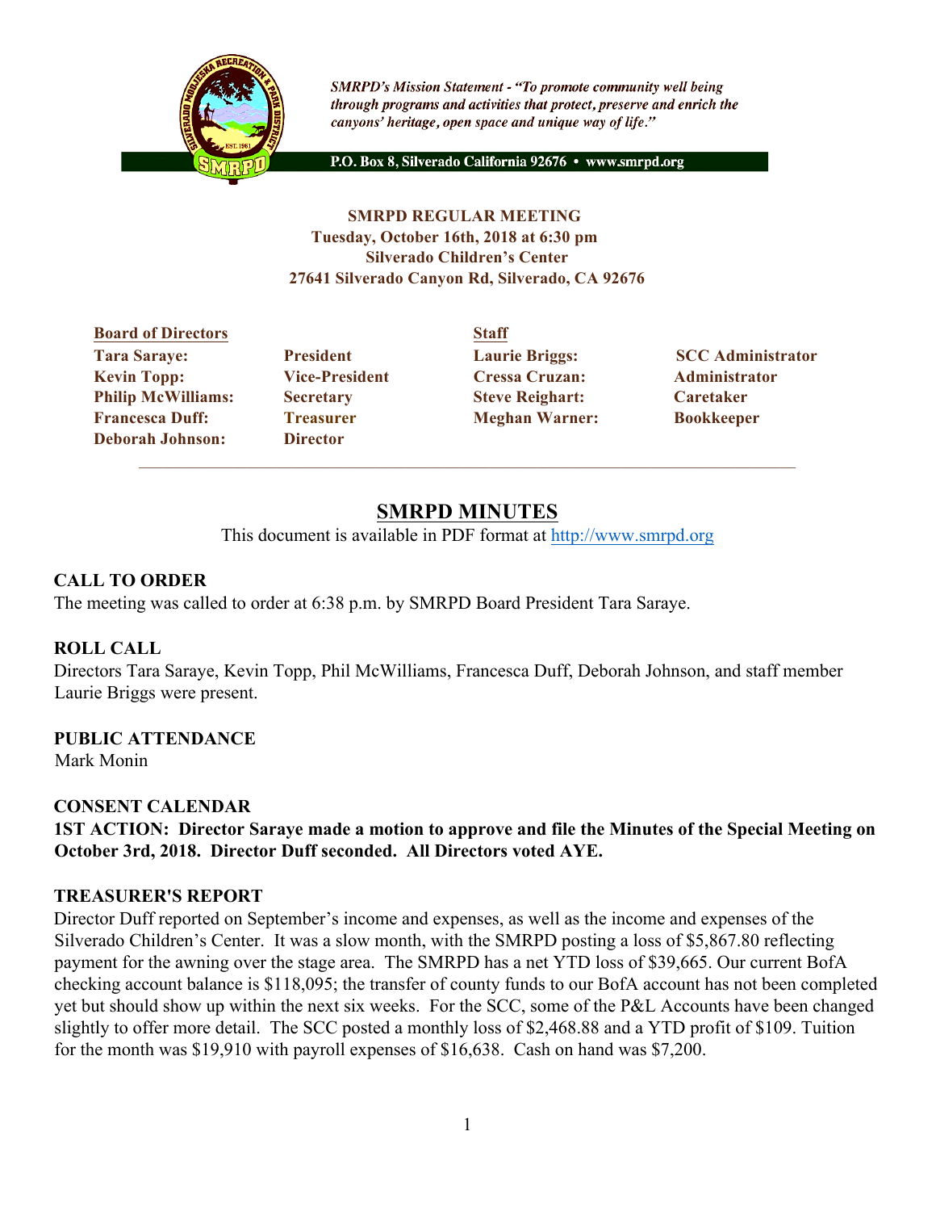*SMRPD's Mission Statement - "To promote community well being through programs and activities that protect, preserve and enrich the canyons' heritage, open space and unique way of life."*

**P.O. Box 8, Silverado California 92676 • www.smrpd.org**

**SMRPD REGULAR MEETING**
**Tuesday, October 16th, 2018 at 6:30 pm**
**Silverado Children's Center**
**27641 Silverado Canyon Rd, Silverado, CA 92676**

| Board of Directors | | Staff | |
|---|---|---|---|
| **Tara Saraye:** | **President** | **Laurie Briggs:** | **SCC Administrator** |
| **Kevin Topp:** | **Vice-President** | **Cressa Cruzan:** | **Administrator** |
| **Philip McWilliams:** | **Secretary** | **Steve Reighart:** | **Caretaker** |
| **Francesca Duff:** | **Treasurer** | **Meghan Warner:** | **Bookkeeper** |
| **Deborah Johnson:** | **Director** | | |

# SMRPD MINUTES

This document is available in PDF format at http://www.smrpd.org

## CALL TO ORDER

The meeting was called to order at 6:38 p.m. by SMRPD Board President Tara Saraye.

## ROLL CALL

Directors Tara Saraye, Kevin Topp, Phil McWilliams, Francesca Duff, Deborah Johnson, and staff member Laurie Briggs were present.

## PUBLIC ATTENDANCE

Mark Monin

## CONSENT CALENDAR

**1ST ACTION: Director Saraye made a motion to approve and file the Minutes of the Special Meeting on October 3rd, 2018. Director Duff seconded. All Directors voted AYE.**

## TREASURER'S REPORT

Director Duff reported on September's income and expenses, as well as the income and expenses of the Silverado Children's Center. It was a slow month, with the SMRPD posting a loss of $5,867.80 reflecting payment for the awning over the stage area. The SMRPD has a net YTD loss of $39,665. Our current BofA checking account balance is $118,095; the transfer of county funds to our BofA account has not been completed yet but should show up within the next six weeks. For the SCC, some of the P&L Accounts have been changed slightly to offer more detail. The SCC posted a monthly loss of $2,468.88 and a YTD profit of $109. Tuition for the month was $19,910 with payroll expenses of $16,638. Cash on hand was $7,200.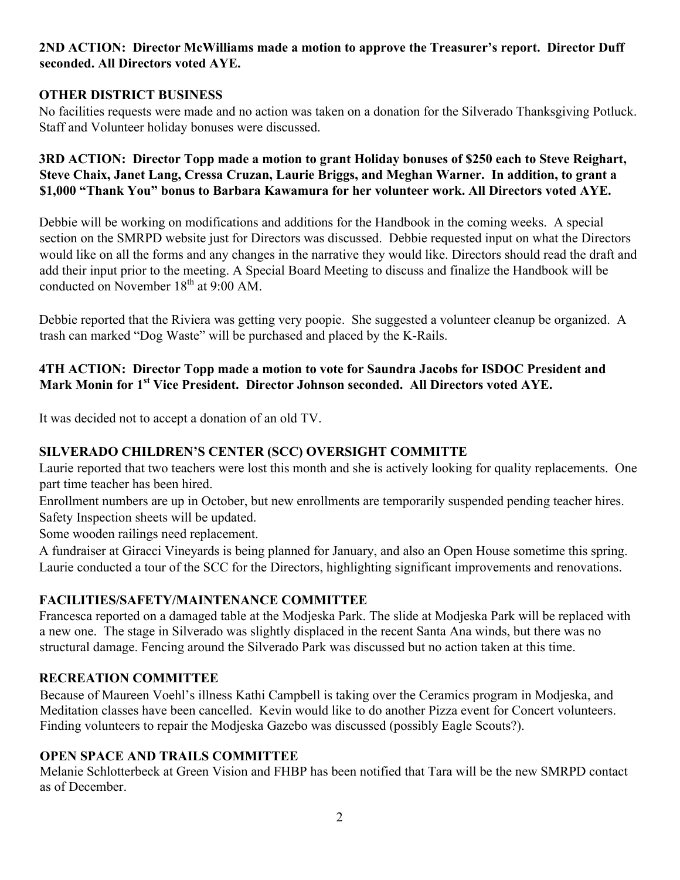**2ND ACTION: Director McWilliams made a motion to approve the Treasurer's report. Director Duff seconded. All Directors voted AYE.**

## OTHER DISTRICT BUSINESS

No facilities requests were made and no action was taken on a donation for the Silverado Thanksgiving Potluck. Staff and Volunteer holiday bonuses were discussed.

**3RD ACTION: Director Topp made a motion to grant Holiday bonuses of $250 each to Steve Reighart, Steve Chaix, Janet Lang, Cressa Cruzan, Laurie Briggs, and Meghan Warner. In addition, to grant a $1,000 "Thank You" bonus to Barbara Kawamura for her volunteer work. All Directors voted AYE.**

Debbie will be working on modifications and additions for the Handbook in the coming weeks. A special section on the SMRPD website just for Directors was discussed. Debbie requested input on what the Directors would like on all the forms and any changes in the narrative they would like. Directors should read the draft and add their input prior to the meeting. A Special Board Meeting to discuss and finalize the Handbook will be conducted on November 18th at 9:00 AM.

Debbie reported that the Riviera was getting very poopie. She suggested a volunteer cleanup be organized. A trash can marked "Dog Waste" will be purchased and placed by the K-Rails.

**4TH ACTION: Director Topp made a motion to vote for Saundra Jacobs for ISDOC President and Mark Monin for 1st Vice President. Director Johnson seconded. All Directors voted AYE.**

It was decided not to accept a donation of an old TV.

## SILVERADO CHILDREN'S CENTER (SCC) OVERSIGHT COMMITTE

Laurie reported that two teachers were lost this month and she is actively looking for quality replacements. One part time teacher has been hired.

Enrollment numbers are up in October, but new enrollments are temporarily suspended pending teacher hires.

Safety Inspection sheets will be updated.

Some wooden railings need replacement.

A fundraiser at Giracci Vineyards is being planned for January, and also an Open House sometime this spring.

Laurie conducted a tour of the SCC for the Directors, highlighting significant improvements and renovations.

## FACILITIES/SAFETY/MAINTENANCE COMMITTEE

Francesca reported on a damaged table at the Modjeska Park. The slide at Modjeska Park will be replaced with a new one. The stage in Silverado was slightly displaced in the recent Santa Ana winds, but there was no structural damage. Fencing around the Silverado Park was discussed but no action taken at this time.

## RECREATION COMMITTEE

Because of Maureen Voehl's illness Kathi Campbell is taking over the Ceramics program in Modjeska, and Meditation classes have been cancelled. Kevin would like to do another Pizza event for Concert volunteers. Finding volunteers to repair the Modjeska Gazebo was discussed (possibly Eagle Scouts?).

## OPEN SPACE AND TRAILS COMMITTEE

Melanie Schlotterbeck at Green Vision and FHBP has been notified that Tara will be the new SMRPD contact as of December.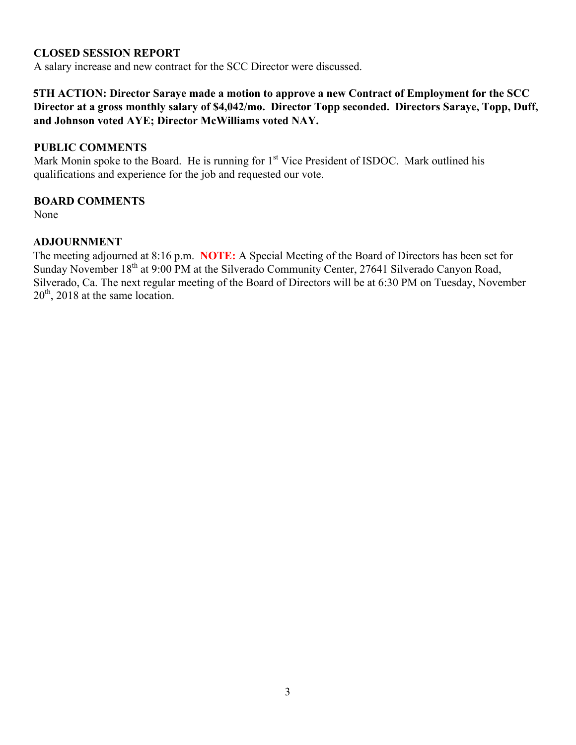## CLOSED SESSION REPORT

A salary increase and new contract for the SCC Director were discussed.

**5TH ACTION: Director Saraye made a motion to approve a new Contract of Employment for the SCC Director at a gross monthly salary of $4,042/mo. Director Topp seconded. Directors Saraye, Topp, Duff, and Johnson voted AYE; Director McWilliams voted NAY.**

## PUBLIC COMMENTS

Mark Monin spoke to the Board. He is running for 1st Vice President of ISDOC. Mark outlined his qualifications and experience for the job and requested our vote.

## BOARD COMMENTS

None

## ADJOURNMENT

The meeting adjourned at 8:16 p.m. **NOTE:** A Special Meeting of the Board of Directors has been set for Sunday November 18th at 9:00 PM at the Silverado Community Center, 27641 Silverado Canyon Road, Silverado, Ca. The next regular meeting of the Board of Directors will be at 6:30 PM on Tuesday, November 20th, 2018 at the same location.